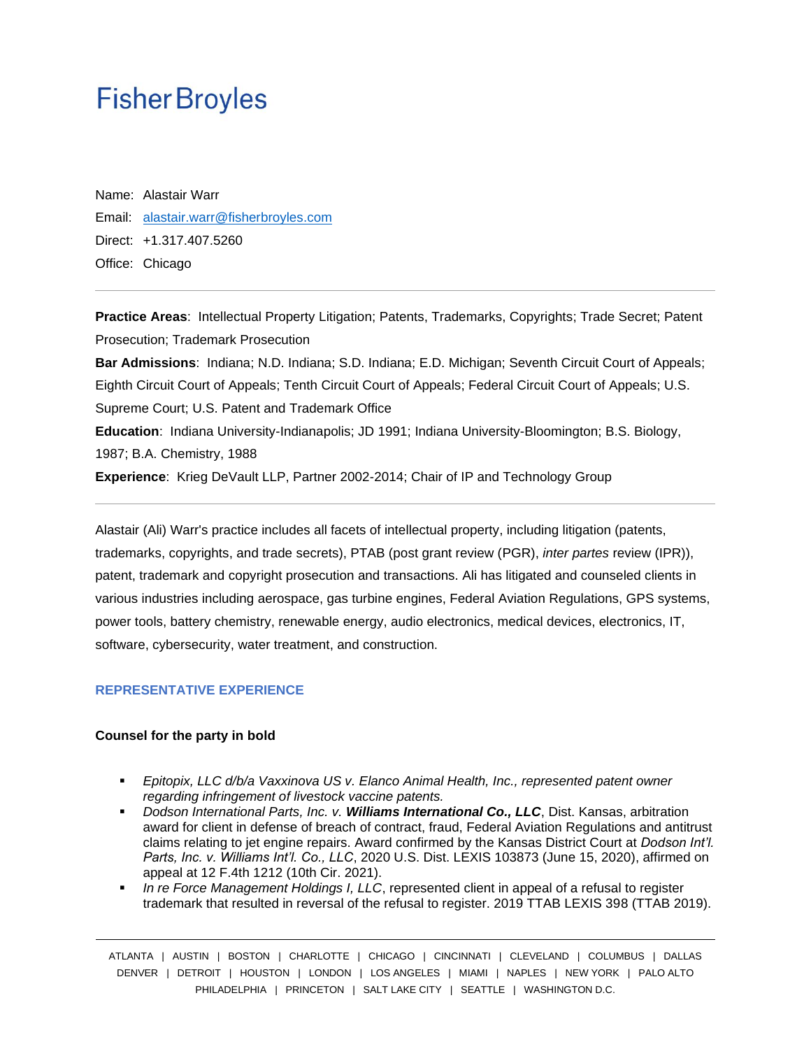# Fisher Broyles

Name: Alastair Warr

Email: alastair.warr@fisherbroyles.com

Direct: +1.317.407.5260

Office: Chicago

---

**Practice Areas**: Intellectual Property Litigation; Patents, Trademarks, Copyrights; Trade Secret; Patent Prosecution; Trademark Prosecution

**Bar Admissions**: Indiana; N.D. Indiana; S.D. Indiana; E.D. Michigan; Seventh Circuit Court of Appeals; Eighth Circuit Court of Appeals; Tenth Circuit Court of Appeals; Federal Circuit Court of Appeals; U.S. Supreme Court; U.S. Patent and Trademark Office

**Education**: Indiana University-Indianapolis; JD 1991; Indiana University-Bloomington; B.S. Biology, 1987; B.A. Chemistry, 1988

**Experience**: Krieg DeVault LLP, Partner 2002-2014; Chair of IP and Technology Group

---

Alastair (Ali) Warr's practice includes all facets of intellectual property, including litigation (patents, trademarks, copyrights, and trade secrets), PTAB (post grant review (PGR), *inter partes* review (IPR)), patent, trademark and copyright prosecution and transactions. Ali has litigated and counseled clients in various industries including aerospace, gas turbine engines, Federal Aviation Regulations, GPS systems, power tools, battery chemistry, renewable energy, audio electronics, medical devices, electronics, IT, software, cybersecurity, water treatment, and construction.

## REPRESENTATIVE EXPERIENCE

**Counsel for the party in bold**

- *Epitopix, LLC d/b/a Vaxxinova US v. Elanco Animal Health, Inc., represented patent owner regarding infringement of livestock vaccine patents.*
- *Dodson International Parts, Inc. v.* ***Williams International Co., LLC***, Dist. Kansas, arbitration award for client in defense of breach of contract, fraud, Federal Aviation Regulations and antitrust claims relating to jet engine repairs. Award confirmed by the Kansas District Court at *Dodson Int'l. Parts, Inc. v. Williams Int'l. Co., LLC*, 2020 U.S. Dist. LEXIS 103873 (June 15, 2020), affirmed on appeal at 12 F.4th 1212 (10th Cir. 2021).
- *In re Force Management Holdings I, LLC*, represented client in appeal of a refusal to register trademark that resulted in reversal of the refusal to register. 2019 TTAB LEXIS 398 (TTAB 2019).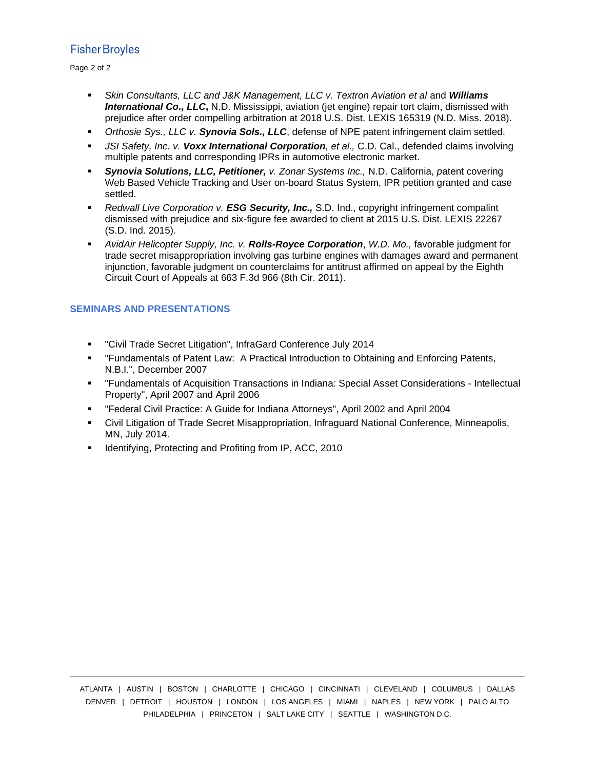- *Skin Consultants, LLC and J&K Management, LLC v. Textron Aviation et al* and ***Williams International Co., LLC*****,** N.D. Mississippi, aviation (jet engine) repair tort claim, dismissed with prejudice after order compelling arbitration at 2018 U.S. Dist. LEXIS 165319 (N.D. Miss. 2018).
- *Orthosie Sys., LLC v.* ***Synovia Sols., LLC***, defense of NPE patent infringement claim settled.
- *JSI Safety, Inc. v.* ***Voxx International Corporation****, et al.,* C.D. Cal., defended claims involving multiple patents and corresponding IPRs in automotive electronic market.
- ***Synovia Solutions, LLC, Petitioner,*** *v. Zonar Systems Inc.,* N.D. California, *p*atent covering Web Based Vehicle Tracking and User on-board Status System, IPR petition granted and case settled.
- *Redwall Live Corporation v.* ***ESG Security, Inc.,*** S.D. Ind., copyright infringement compalint dismissed with prejudice and six-figure fee awarded to client at 2015 U.S. Dist. LEXIS 22267 (S.D. Ind. 2015).
- *AvidAir Helicopter Supply, Inc. v.* ***Rolls-Royce Corporation***, *W.D. Mo.,* favorable judgment for trade secret misappropriation involving gas turbine engines with damages award and permanent injunction, favorable judgment on counterclaims for antitrust affirmed on appeal by the Eighth Circuit Court of Appeals at 663 F.3d 966 (8th Cir. 2011).

## SEMINARS AND PRESENTATIONS

- "Civil Trade Secret Litigation", InfraGard Conference July 2014
- "Fundamentals of Patent Law: A Practical Introduction to Obtaining and Enforcing Patents, N.B.I.", December 2007
- "Fundamentals of Acquisition Transactions in Indiana: Special Asset Considerations - Intellectual Property", April 2007 and April 2006
- "Federal Civil Practice: A Guide for Indiana Attorneys", April 2002 and April 2004
- Civil Litigation of Trade Secret Misappropriation, Infraguard National Conference, Minneapolis, MN, July 2014.
- Identifying, Protecting and Profiting from IP, ACC, 2010